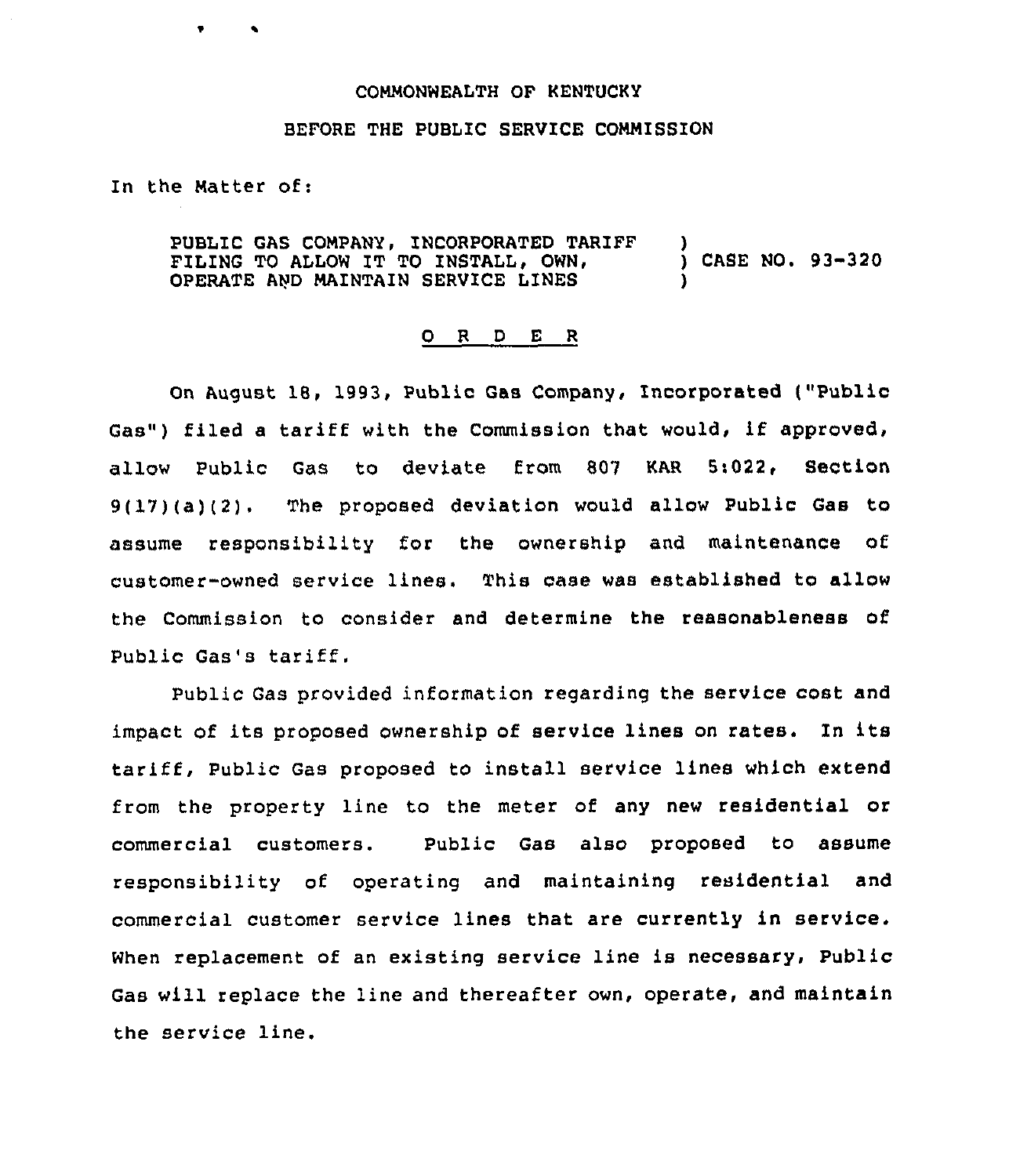COMMONWEALTH OF KENTUCKY

BEFORE THE PUBLIC SERVICE COMMISSION

In the Matter of:

PUBLIC GAS COMPANY, INCORPORATED TARIFF FILING TO ALLOW IT TO INSTALL, OWN, OPERATE AND MAINTAIN SERVICE LINES ) CASE NO. 93-320

O R D E R

On August 18, 1993, Public Gas Company, Incorporated ("Public Gas") filed a tariff with the Commission that would, if approved, allow Public Gas to deviate from 807 KAR 5:022, Section 9(17)(a)(2). The proposed deviation would allow Public Gas to assume responsibility for the ownership and maintenance of customer-owned service lines. This case was established to allow the Commission to consider and determine the reasonableness of Public Gas's tariff.

Public Gas provided information regarding the service cost and impact of its proposed ownership of service lines on rates. In its tariff, Public Gas proposed to install service lines which extend from the property line to the meter of any new residential or commercial customers. Public Gas also proposed to assume responsibility of operating and maintaining residential and commercial customer service lines that are currently in service. When replacement of an existing service line is necessary, Public Gas will replace the line and thereafter own, operate, and maintain the service line.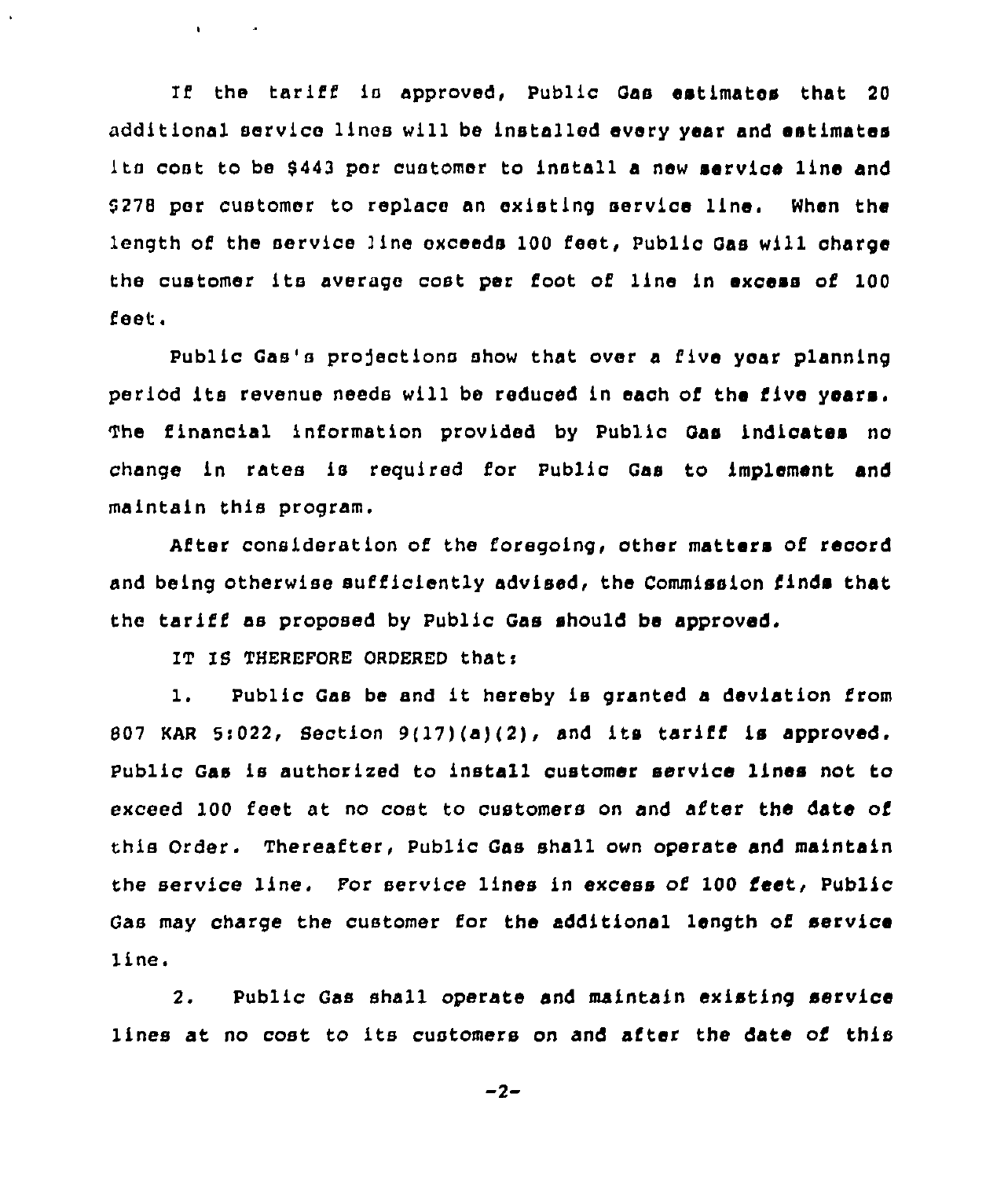If the tariff is approved, Public Gas estimates that 20 additional service lines will be installed every year and estimates its cost to be $443 per customer to install a new service line and $278 per customer to replace an existing service line. When the length of the service line exceeds 100 feet, Public Gas will charge the customer its average cost per foot of line in excess of 100 feet.

Public Gas's projections show that over a five year planning period its revenue needs will be reduced in each of the five years. The financial information provided by Public Gas indicates no change in rates is required for Public Gas to implement and maintain this program.

After consideration of the foregoing, other matters of record and being otherwise sufficiently advised, the Commission finds that the tariff as proposed by Public Gas should be approved.

IT IS THEREFORE ORDERED that:

1. Public Gas be and it hereby is granted a deviation from 807 KAR 5:022, Section 9(17)(a)(2), and its tariff is approved. Public Gas is authorized to install customer service lines not to exceed 100 feet at no cost to customers on and after the date of this Order. Thereafter, Public Gas shall own operate and maintain the service line. For service lines in excess of 100 feet, Public Gas may charge the customer for the additional length of service line.

2. Public Gas shall operate and maintain existing service lines at no cost to its customers on and after the date of this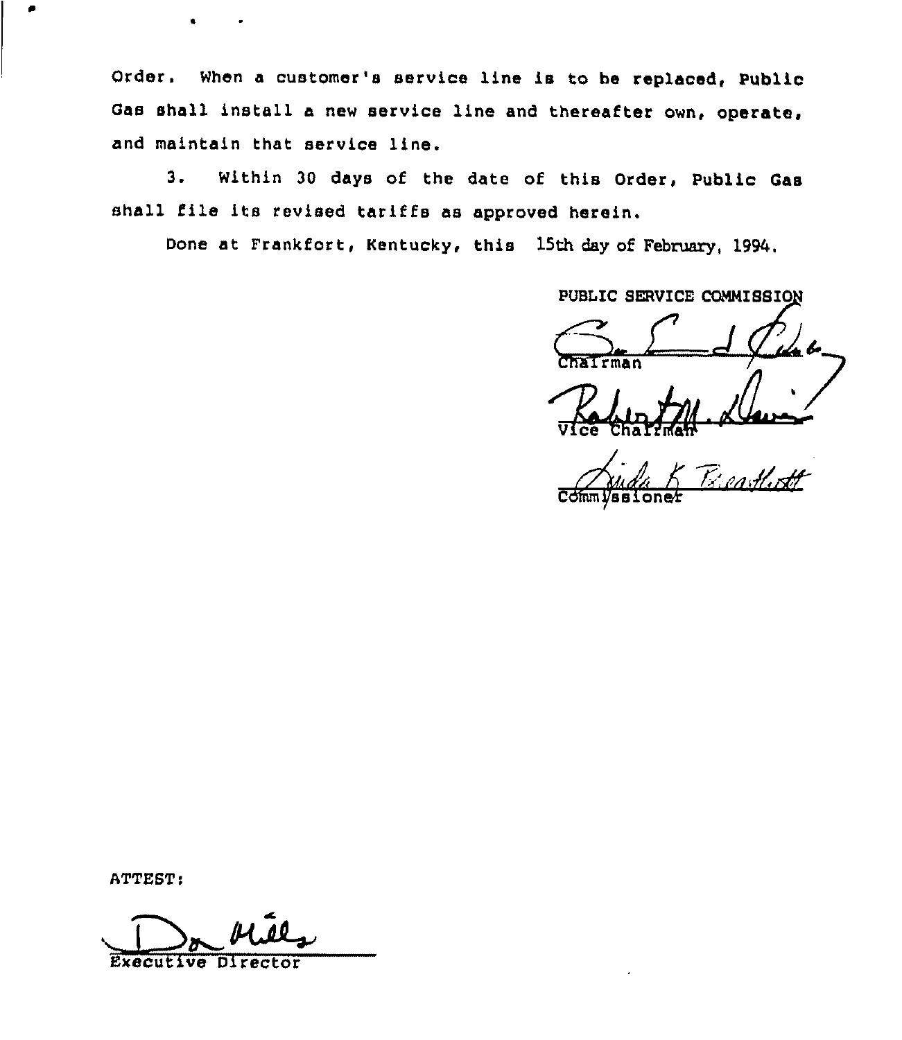Order. When a customer's service line is to be replaced, Public Gas shall install a new service line and thereafter own, operate, and maintain that service line.

3. Within 30 days of the date of this Order, Public Gas shall file its revised tariffs as approved herein.

Done at Frankfort, Kentucky, this 15th day of February, 1994.

PUBLIC SERVICE COMMISSION

Chairman

Vice Chairman

Commissioner

ATTEST:

Executive Director